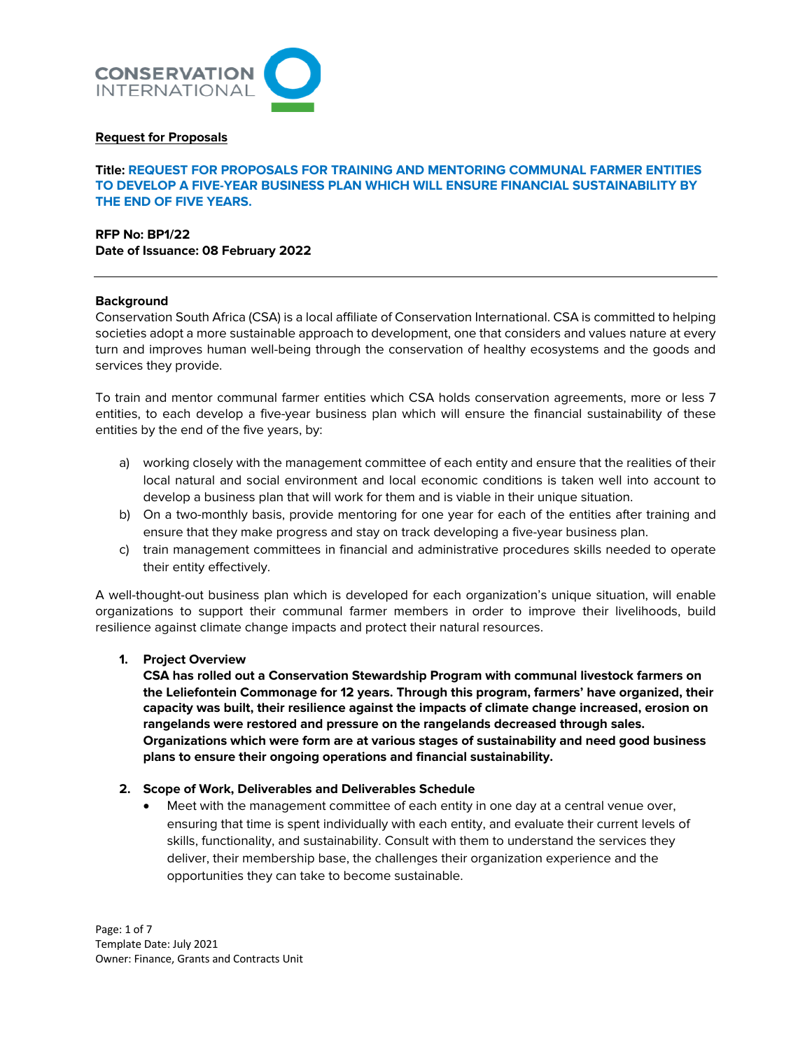**Request for Proposals**

**Title: REQUEST FOR PROPOSALS FOR TRAINING AND MENTORING COMMUNAL FARMER ENTITIES TO DEVELOP A FIVE-YEAR BUSINESS PLAN WHICH WILL ENSURE FINANCIAL SUSTAINABILITY BY THE END OF FIVE YEARS.**

**RFP No: BP1/22**
**Date of Issuance: 08 February 2022**

---

**Background**

Conservation South Africa (CSA) is a local affiliate of Conservation International. CSA is committed to helping societies adopt a more sustainable approach to development, one that considers and values nature at every turn and improves human well-being through the conservation of healthy ecosystems and the goods and services they provide.

To train and mentor communal farmer entities which CSA holds conservation agreements, more or less 7 entities, to each develop a five-year business plan which will ensure the financial sustainability of these entities by the end of the five years, by:

a) working closely with the management committee of each entity and ensure that the realities of their local natural and social environment and local economic conditions is taken well into account to develop a business plan that will work for them and is viable in their unique situation.
b) On a two-monthly basis, provide mentoring for one year for each of the entities after training and ensure that they make progress and stay on track developing a five-year business plan.
c) train management committees in financial and administrative procedures skills needed to operate their entity effectively.

A well-thought-out business plan which is developed for each organization's unique situation, will enable organizations to support their communal farmer members in order to improve their livelihoods, build resilience against climate change impacts and protect their natural resources.

1. **Project Overview**
   **CSA has rolled out a Conservation Stewardship Program with communal livestock farmers on the Leliefontein Commonage for 12 years. Through this program, farmers' have organized, their capacity was built, their resilience against the impacts of climate change increased, erosion on rangelands were restored and pressure on the rangelands decreased through sales. Organizations which were form are at various stages of sustainability and need good business plans to ensure their ongoing operations and financial sustainability.**

2. **Scope of Work, Deliverables and Deliverables Schedule**
   - Meet with the management committee of each entity in one day at a central venue over, ensuring that time is spent individually with each entity, and evaluate their current levels of skills, functionality, and sustainability. Consult with them to understand the services they deliver, their membership base, the challenges their organization experience and the opportunities they can take to become sustainable.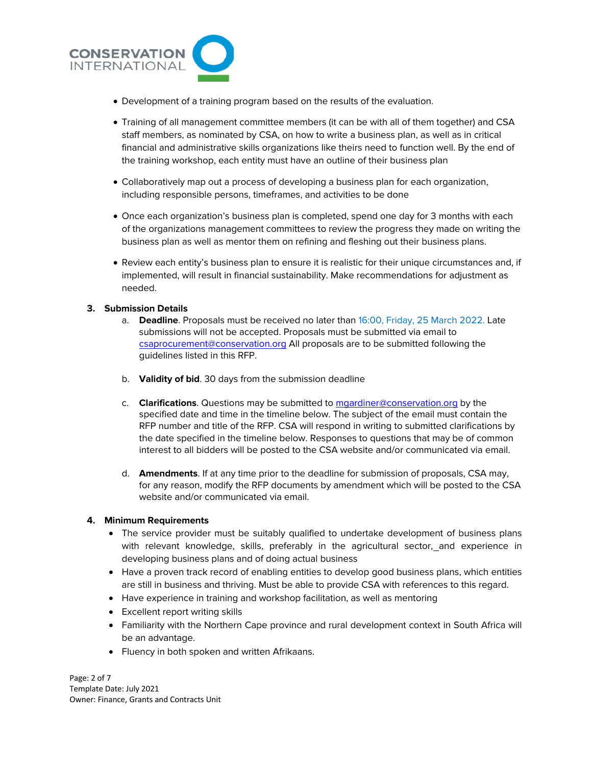- Development of a training program based on the results of the evaluation.
- Training of all management committee members (it can be with all of them together) and CSA staff members, as nominated by CSA, on how to write a business plan, as well as in critical financial and administrative skills organizations like theirs need to function well. By the end of the training workshop, each entity must have an outline of their business plan
- Collaboratively map out a process of developing a business plan for each organization, including responsible persons, timeframes, and activities to be done
- Once each organization's business plan is completed, spend one day for 3 months with each of the organizations management committees to review the progress they made on writing the business plan as well as mentor them on refining and fleshing out their business plans.
- Review each entity's business plan to ensure it is realistic for their unique circumstances and, if implemented, will result in financial sustainability. Make recommendations for adjustment as needed.

## 3. Submission Details

a. **Deadline**. Proposals must be received no later than 16:00, Friday, 25 March 2022. Late submissions will not be accepted. Proposals must be submitted via email to csaprocurement@conservation.org All proposals are to be submitted following the guidelines listed in this RFP.

b. **Validity of bid**. 30 days from the submission deadline

c. **Clarifications**. Questions may be submitted to mgardiner@conservation.org by the specified date and time in the timeline below. The subject of the email must contain the RFP number and title of the RFP. CSA will respond in writing to submitted clarifications by the date specified in the timeline below. Responses to questions that may be of common interest to all bidders will be posted to the CSA website and/or communicated via email.

d. **Amendments**. If at any time prior to the deadline for submission of proposals, CSA may, for any reason, modify the RFP documents by amendment which will be posted to the CSA website and/or communicated via email.

## 4. Minimum Requirements

- The service provider must be suitably qualified to undertake development of business plans with relevant knowledge, skills, preferably in the agricultural sector, and experience in developing business plans and of doing actual business
- Have a proven track record of enabling entities to develop good business plans, which entities are still in business and thriving. Must be able to provide CSA with references to this regard.
- Have experience in training and workshop facilitation, as well as mentoring
- Excellent report writing skills
- Familiarity with the Northern Cape province and rural development context in South Africa will be an advantage.
- Fluency in both spoken and written Afrikaans.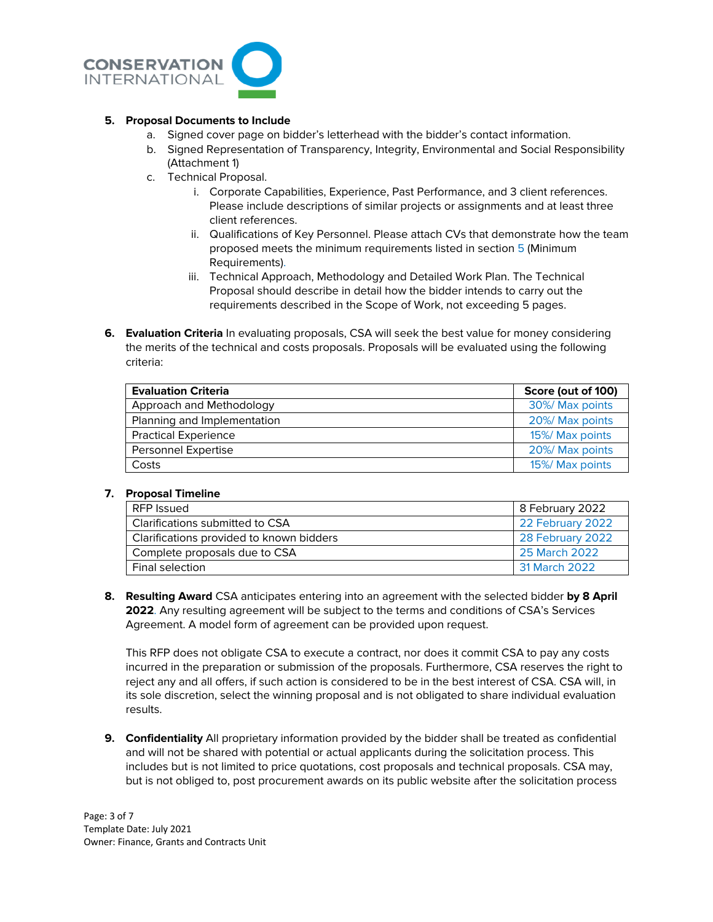5. **Proposal Documents to Include**
    a. Signed cover page on bidder's letterhead with the bidder's contact information.
    b. Signed Representation of Transparency, Integrity, Environmental and Social Responsibility (Attachment 1)
    c. Technical Proposal.
        i. Corporate Capabilities, Experience, Past Performance, and 3 client references. Please include descriptions of similar projects or assignments and at least three client references.
        ii. Qualifications of Key Personnel. Please attach CVs that demonstrate how the team proposed meets the minimum requirements listed in section 5 (Minimum Requirements).
        iii. Technical Approach, Methodology and Detailed Work Plan. The Technical Proposal should describe in detail how the bidder intends to carry out the requirements described in the Scope of Work, not exceeding 5 pages.

6. **Evaluation Criteria** In evaluating proposals, CSA will seek the best value for money considering the merits of the technical and costs proposals. Proposals will be evaluated using the following criteria:

| Evaluation Criteria | Score (out of 100) |
|---|---|
| Approach and Methodology | 30%/ Max points |
| Planning and Implementation | 20%/ Max points |
| Practical Experience | 15%/ Max points |
| Personnel Expertise | 20%/ Max points |
| Costs | 15%/ Max points |

7. **Proposal Timeline**

| | |
|---|---|
| RFP Issued | 8 February 2022 |
| Clarifications submitted to CSA | 22 February 2022 |
| Clarifications provided to known bidders | 28 February 2022 |
| Complete proposals due to CSA | 25 March 2022 |
| Final selection | 31 March 2022 |

8. **Resulting Award** CSA anticipates entering into an agreement with the selected bidder **by 8 April 2022**. Any resulting agreement will be subject to the terms and conditions of CSA's Services Agreement. A model form of agreement can be provided upon request.

   This RFP does not obligate CSA to execute a contract, nor does it commit CSA to pay any costs incurred in the preparation or submission of the proposals. Furthermore, CSA reserves the right to reject any and all offers, if such action is considered to be in the best interest of CSA. CSA will, in its sole discretion, select the winning proposal and is not obligated to share individual evaluation results.

9. **Confidentiality** All proprietary information provided by the bidder shall be treated as confidential and will not be shared with potential or actual applicants during the solicitation process. This includes but is not limited to price quotations, cost proposals and technical proposals. CSA may, but is not obliged to, post procurement awards on its public website after the solicitation process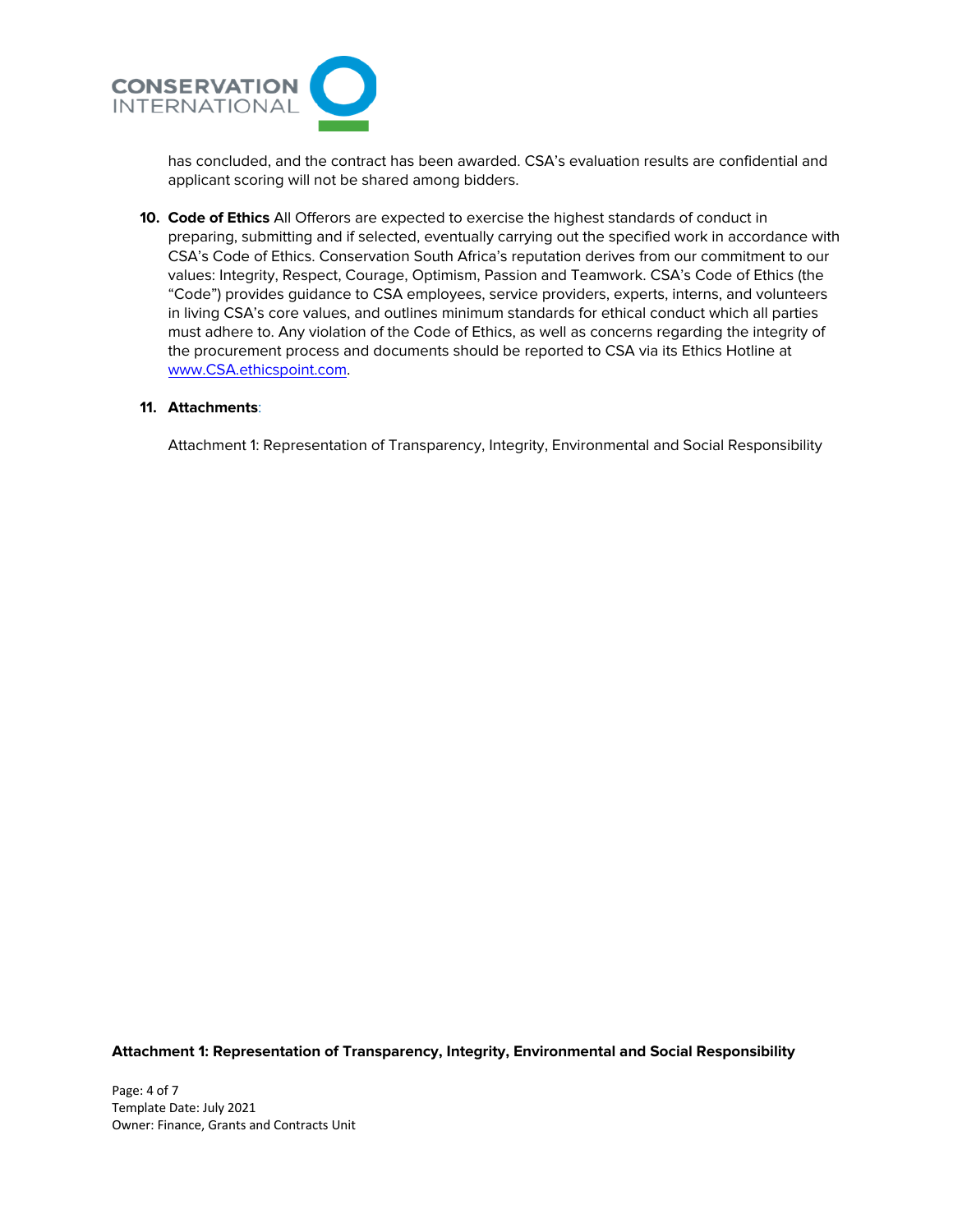has concluded, and the contract has been awarded. CSA's evaluation results are confidential and applicant scoring will not be shared among bidders.

10. **Code of Ethics** All Offerors are expected to exercise the highest standards of conduct in preparing, submitting and if selected, eventually carrying out the specified work in accordance with CSA's Code of Ethics. Conservation South Africa's reputation derives from our commitment to our values: Integrity, Respect, Courage, Optimism, Passion and Teamwork. CSA's Code of Ethics (the "Code") provides guidance to CSA employees, service providers, experts, interns, and volunteers in living CSA's core values, and outlines minimum standards for ethical conduct which all parties must adhere to. Any violation of the Code of Ethics, as well as concerns regarding the integrity of the procurement process and documents should be reported to CSA via its Ethics Hotline at www.CSA.ethicspoint.com.

11. **Attachments**:

    Attachment 1: Representation of Transparency, Integrity, Environmental and Social Responsibility

**Attachment 1: Representation of Transparency, Integrity, Environmental and Social Responsibility**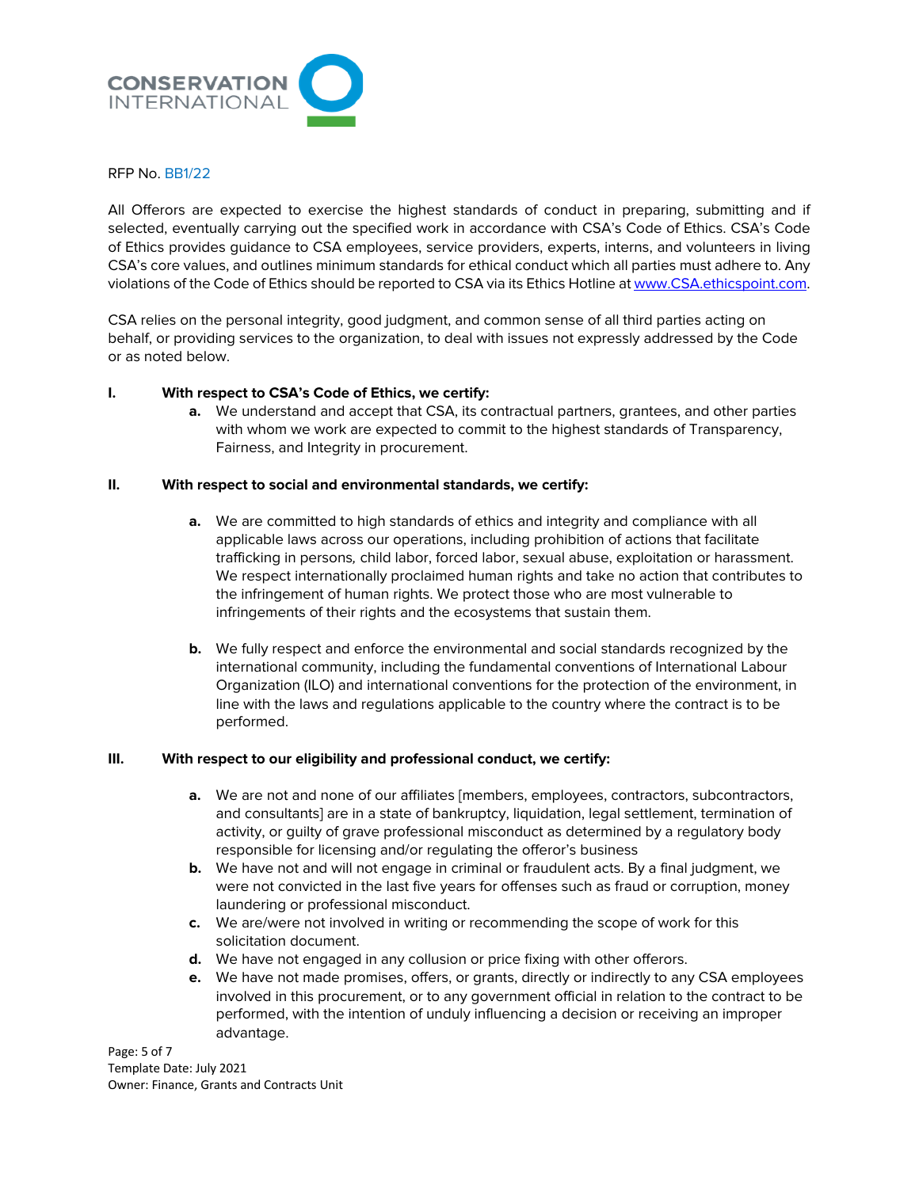RFP No. BB1/22

All Offerors are expected to exercise the highest standards of conduct in preparing, submitting and if selected, eventually carrying out the specified work in accordance with CSA's Code of Ethics. CSA's Code of Ethics provides guidance to CSA employees, service providers, experts, interns, and volunteers in living CSA's core values, and outlines minimum standards for ethical conduct which all parties must adhere to. Any violations of the Code of Ethics should be reported to CSA via its Ethics Hotline at www.CSA.ethicspoint.com.

CSA relies on the personal integrity, good judgment, and common sense of all third parties acting on behalf, or providing services to the organization, to deal with issues not expressly addressed by the Code or as noted below.

**I. With respect to CSA's Code of Ethics, we certify:**

- **a.** We understand and accept that CSA, its contractual partners, grantees, and other parties with whom we work are expected to commit to the highest standards of Transparency, Fairness, and Integrity in procurement.

**II. With respect to social and environmental standards, we certify:**

- **a.** We are committed to high standards of ethics and integrity and compliance with all applicable laws across our operations, including prohibition of actions that facilitate trafficking in persons, child labor, forced labor, sexual abuse, exploitation or harassment. We respect internationally proclaimed human rights and take no action that contributes to the infringement of human rights. We protect those who are most vulnerable to infringements of their rights and the ecosystems that sustain them.

- **b.** We fully respect and enforce the environmental and social standards recognized by the international community, including the fundamental conventions of International Labour Organization (ILO) and international conventions for the protection of the environment, in line with the laws and regulations applicable to the country where the contract is to be performed.

**III. With respect to our eligibility and professional conduct, we certify:**

- **a.** We are not and none of our affiliates [members, employees, contractors, subcontractors, and consultants] are in a state of bankruptcy, liquidation, legal settlement, termination of activity, or guilty of grave professional misconduct as determined by a regulatory body responsible for licensing and/or regulating the offeror's business
- **b.** We have not and will not engage in criminal or fraudulent acts. By a final judgment, we were not convicted in the last five years for offenses such as fraud or corruption, money laundering or professional misconduct.
- **c.** We are/were not involved in writing or recommending the scope of work for this solicitation document.
- **d.** We have not engaged in any collusion or price fixing with other offerors.
- **e.** We have not made promises, offers, or grants, directly or indirectly to any CSA employees involved in this procurement, or to any government official in relation to the contract to be performed, with the intention of unduly influencing a decision or receiving an improper advantage.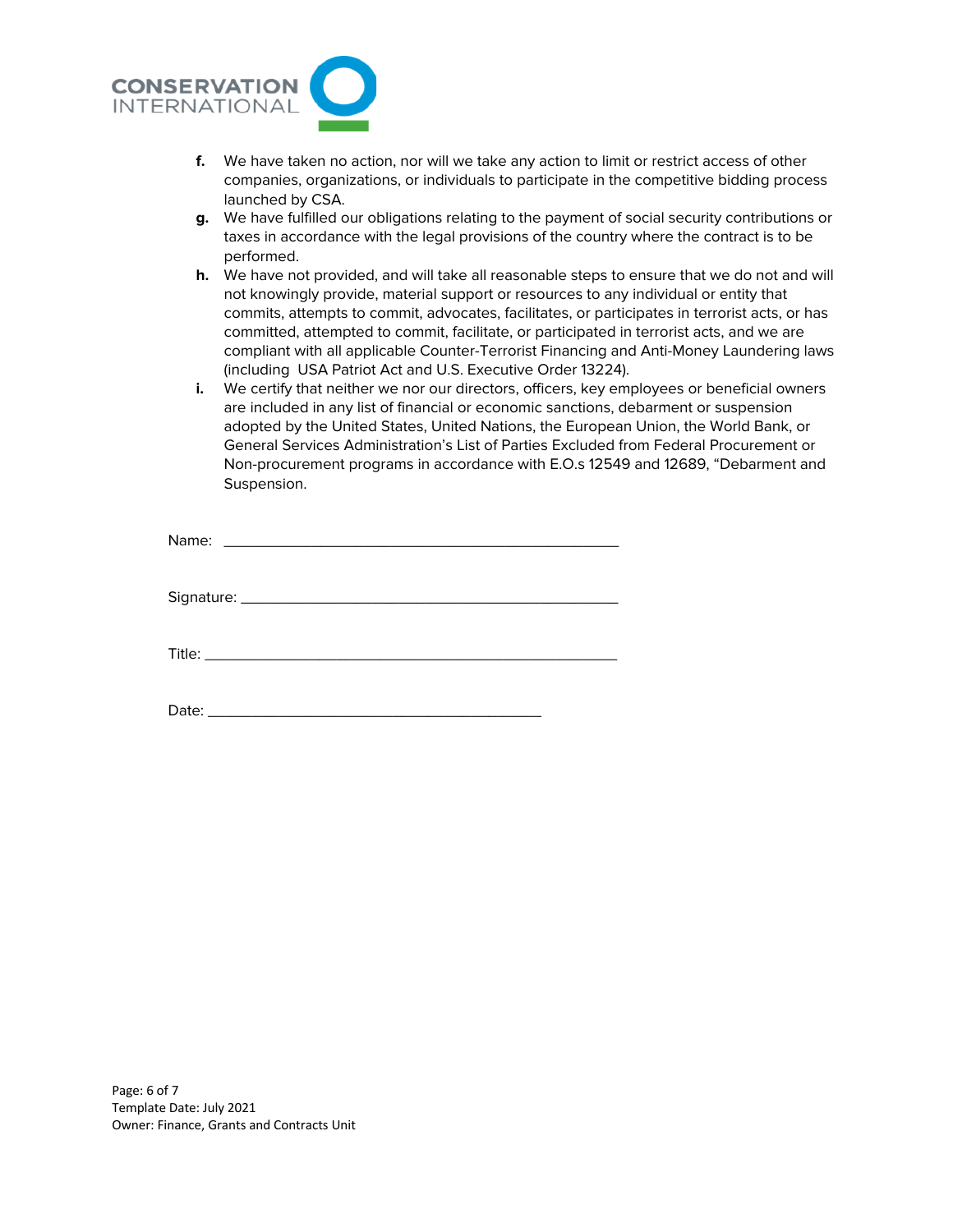**f.** We have taken no action, nor will we take any action to limit or restrict access of other companies, organizations, or individuals to participate in the competitive bidding process launched by CSA.

**g.** We have fulfilled our obligations relating to the payment of social security contributions or taxes in accordance with the legal provisions of the country where the contract is to be performed.

**h.** We have not provided, and will take all reasonable steps to ensure that we do not and will not knowingly provide, material support or resources to any individual or entity that commits, attempts to commit, advocates, facilitates, or participates in terrorist acts, or has committed, attempted to commit, facilitate, or participated in terrorist acts, and we are compliant with all applicable Counter-Terrorist Financing and Anti-Money Laundering laws (including USA Patriot Act and U.S. Executive Order 13224).

**i.** We certify that neither we nor our directors, officers, key employees or beneficial owners are included in any list of financial or economic sanctions, debarment or suspension adopted by the United States, United Nations, the European Union, the World Bank, or General Services Administration's List of Parties Excluded from Federal Procurement or Non-procurement programs in accordance with E.O.s 12549 and 12689, "Debarment and Suspension.

Name: ______________________________________________

Signature: ___________________________________________

Title: ______________________________________________

Date: ______________________________________